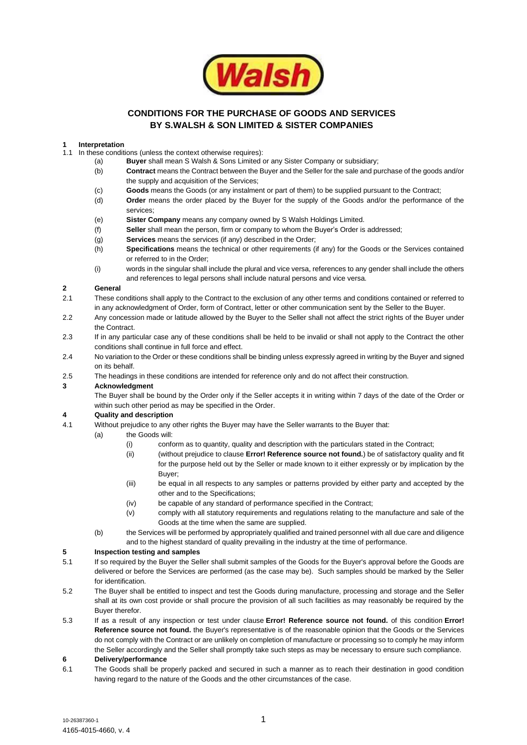# CONDITIONS FOR THE PURCHASE OF GOODS AND SERVICES BY S.WALSH & SON LIMITED & SISTER COMPANIES

**1 Interpretation**

1.1 In these conditions (unless the context otherwise requires):

(a) **Buyer** shall mean S Walsh & Sons Limited or any Sister Company or subsidiary;

(b) **Contract** means the Contract between the Buyer and the Seller for the sale and purchase of the goods and/or the supply and acquisition of the Services;

(c) **Goods** means the Goods (or any instalment or part of them) to be supplied pursuant to the Contract;

(d) **Order** means the order placed by the Buyer for the supply of the Goods and/or the performance of the services;

(e) **Sister Company** means any company owned by S Walsh Holdings Limited.

(f) **Seller** shall mean the person, firm or company to whom the Buyer's Order is addressed;

(g) **Services** means the services (if any) described in the Order;

(h) **Specifications** means the technical or other requirements (if any) for the Goods or the Services contained or referred to in the Order;

(i) words in the singular shall include the plural and vice versa, references to any gender shall include the others and references to legal persons shall include natural persons and vice versa.

**2 General**

2.1 These conditions shall apply to the Contract to the exclusion of any other terms and conditions contained or referred to in any acknowledgment of Order, form of Contract, letter or other communication sent by the Seller to the Buyer.

2.2 Any concession made or latitude allowed by the Buyer to the Seller shall not affect the strict rights of the Buyer under the Contract.

2.3 If in any particular case any of these conditions shall be held to be invalid or shall not apply to the Contract the other conditions shall continue in full force and effect.

2.4 No variation to the Order or these conditions shall be binding unless expressly agreed in writing by the Buyer and signed on its behalf.

2.5 The headings in these conditions are intended for reference only and do not affect their construction.

**3 Acknowledgment**

The Buyer shall be bound by the Order only if the Seller accepts it in writing within 7 days of the date of the Order or within such other period as may be specified in the Order.

**4 Quality and description**

4.1 Without prejudice to any other rights the Buyer may have the Seller warrants to the Buyer that:

(a) the Goods will:

(i) conform as to quantity, quality and description with the particulars stated in the Contract;

(ii) (without prejudice to clause **Error! Reference source not found.**) be of satisfactory quality and fit for the purpose held out by the Seller or made known to it either expressly or by implication by the Buyer;

(iii) be equal in all respects to any samples or patterns provided by either party and accepted by the other and to the Specifications;

(iv) be capable of any standard of performance specified in the Contract;

(v) comply with all statutory requirements and regulations relating to the manufacture and sale of the Goods at the time when the same are supplied.

(b) the Services will be performed by appropriately qualified and trained personnel with all due care and diligence and to the highest standard of quality prevailing in the industry at the time of performance.

**5 Inspection testing and samples**

5.1 If so required by the Buyer the Seller shall submit samples of the Goods for the Buyer's approval before the Goods are delivered or before the Services are performed (as the case may be). Such samples should be marked by the Seller for identification.

5.2 The Buyer shall be entitled to inspect and test the Goods during manufacture, processing and storage and the Seller shall at its own cost provide or shall procure the provision of all such facilities as may reasonably be required by the Buyer therefor.

5.3 If as a result of any inspection or test under clause **Error! Reference source not found.** of this condition **Error! Reference source not found.** the Buyer's representative is of the reasonable opinion that the Goods or the Services do not comply with the Contract or are unlikely on completion of manufacture or processing so to comply he may inform the Seller accordingly and the Seller shall promptly take such steps as may be necessary to ensure such compliance.

**6 Delivery/performance**

6.1 The Goods shall be properly packed and secured in such a manner as to reach their destination in good condition having regard to the nature of the Goods and the other circumstances of the case.

10-26387360-1
4165-4015-4660, v. 4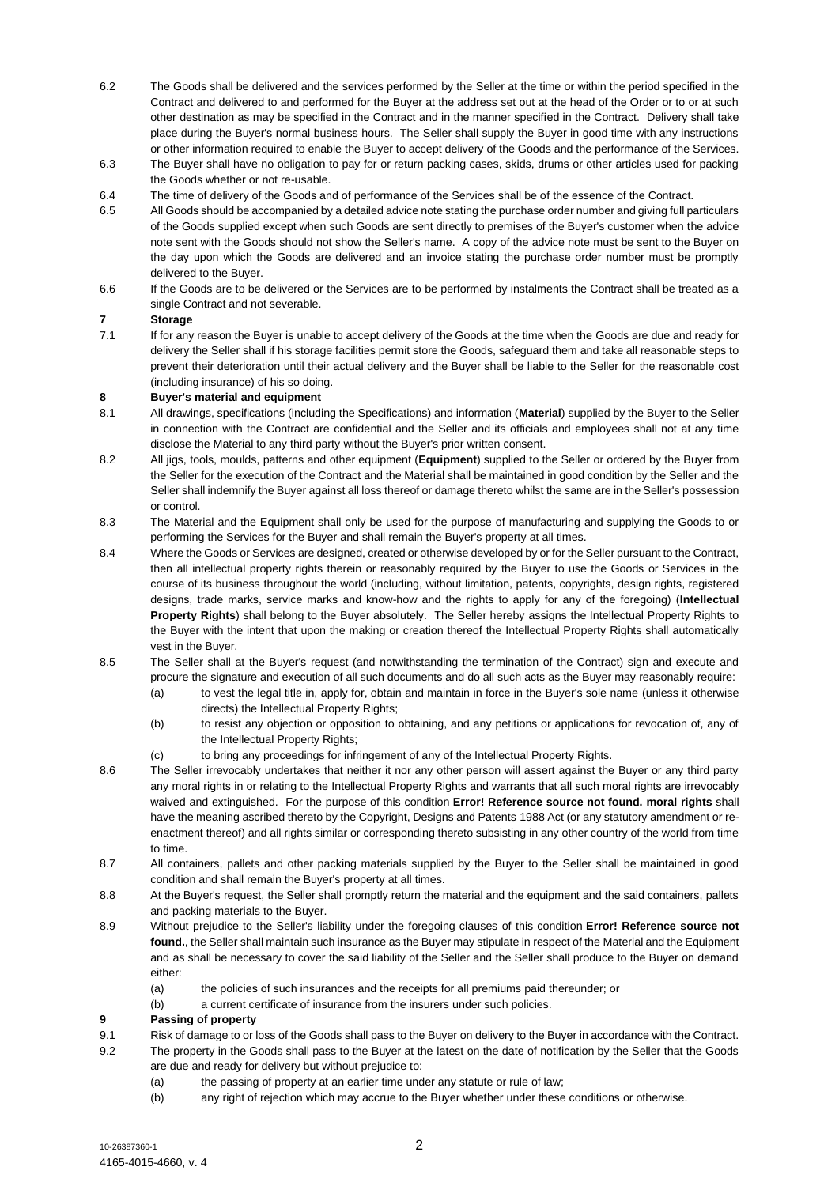6.2 The Goods shall be delivered and the services performed by the Seller at the time or within the period specified in the Contract and delivered to and performed for the Buyer at the address set out at the head of the Order or to or at such other destination as may be specified in the Contract and in the manner specified in the Contract. Delivery shall take place during the Buyer's normal business hours. The Seller shall supply the Buyer in good time with any instructions or other information required to enable the Buyer to accept delivery of the Goods and the performance of the Services.

6.3 The Buyer shall have no obligation to pay for or return packing cases, skids, drums or other articles used for packing the Goods whether or not re-usable.

6.4 The time of delivery of the Goods and of performance of the Services shall be of the essence of the Contract.

6.5 All Goods should be accompanied by a detailed advice note stating the purchase order number and giving full particulars of the Goods supplied except when such Goods are sent directly to premises of the Buyer's customer when the advice note sent with the Goods should not show the Seller's name. A copy of the advice note must be sent to the Buyer on the day upon which the Goods are delivered and an invoice stating the purchase order number must be promptly delivered to the Buyer.

6.6 If the Goods are to be delivered or the Services are to be performed by instalments the Contract shall be treated as a single Contract and not severable.

**7 Storage**

7.1 If for any reason the Buyer is unable to accept delivery of the Goods at the time when the Goods are due and ready for delivery the Seller shall if his storage facilities permit store the Goods, safeguard them and take all reasonable steps to prevent their deterioration until their actual delivery and the Buyer shall be liable to the Seller for the reasonable cost (including insurance) of his so doing.

**8 Buyer's material and equipment**

8.1 All drawings, specifications (including the Specifications) and information (**Material**) supplied by the Buyer to the Seller in connection with the Contract are confidential and the Seller and its officials and employees shall not at any time disclose the Material to any third party without the Buyer's prior written consent.

8.2 All jigs, tools, moulds, patterns and other equipment (**Equipment**) supplied to the Seller or ordered by the Buyer from the Seller for the execution of the Contract and the Material shall be maintained in good condition by the Seller and the Seller shall indemnify the Buyer against all loss thereof or damage thereto whilst the same are in the Seller's possession or control.

8.3 The Material and the Equipment shall only be used for the purpose of manufacturing and supplying the Goods to or performing the Services for the Buyer and shall remain the Buyer's property at all times.

8.4 Where the Goods or Services are designed, created or otherwise developed by or for the Seller pursuant to the Contract, then all intellectual property rights therein or reasonably required by the Buyer to use the Goods or Services in the course of its business throughout the world (including, without limitation, patents, copyrights, design rights, registered designs, trade marks, service marks and know-how and the rights to apply for any of the foregoing) (**Intellectual Property Rights**) shall belong to the Buyer absolutely. The Seller hereby assigns the Intellectual Property Rights to the Buyer with the intent that upon the making or creation thereof the Intellectual Property Rights shall automatically vest in the Buyer.

8.5 The Seller shall at the Buyer's request (and notwithstanding the termination of the Contract) sign and execute and procure the signature and execution of all such documents and do all such acts as the Buyer may reasonably require:

(a) to vest the legal title in, apply for, obtain and maintain in force in the Buyer's sole name (unless it otherwise directs) the Intellectual Property Rights;

(b) to resist any objection or opposition to obtaining, and any petitions or applications for revocation of, any of the Intellectual Property Rights;

(c) to bring any proceedings for infringement of any of the Intellectual Property Rights.

8.6 The Seller irrevocably undertakes that neither it nor any other person will assert against the Buyer or any third party any moral rights in or relating to the Intellectual Property Rights and warrants that all such moral rights are irrevocably waived and extinguished. For the purpose of this condition **Error! Reference source not found.** **moral rights** shall have the meaning ascribed thereto by the Copyright, Designs and Patents 1988 Act (or any statutory amendment or re-enactment thereof) and all rights similar or corresponding thereto subsisting in any other country of the world from time to time.

8.7 All containers, pallets and other packing materials supplied by the Buyer to the Seller shall be maintained in good condition and shall remain the Buyer's property at all times.

8.8 At the Buyer's request, the Seller shall promptly return the material and the equipment and the said containers, pallets and packing materials to the Buyer.

8.9 Without prejudice to the Seller's liability under the foregoing clauses of this condition **Error! Reference source not found.**, the Seller shall maintain such insurance as the Buyer may stipulate in respect of the Material and the Equipment and as shall be necessary to cover the said liability of the Seller and the Seller shall produce to the Buyer on demand either:

(a) the policies of such insurances and the receipts for all premiums paid thereunder; or

(b) a current certificate of insurance from the insurers under such policies.

**9 Passing of property**

9.1 Risk of damage to or loss of the Goods shall pass to the Buyer on delivery to the Buyer in accordance with the Contract.

9.2 The property in the Goods shall pass to the Buyer at the latest on the date of notification by the Seller that the Goods are due and ready for delivery but without prejudice to:

(a) the passing of property at an earlier time under any statute or rule of law;

(b) any right of rejection which may accrue to the Buyer whether under these conditions or otherwise.

10-26387360-1
4165-4015-4660, v. 4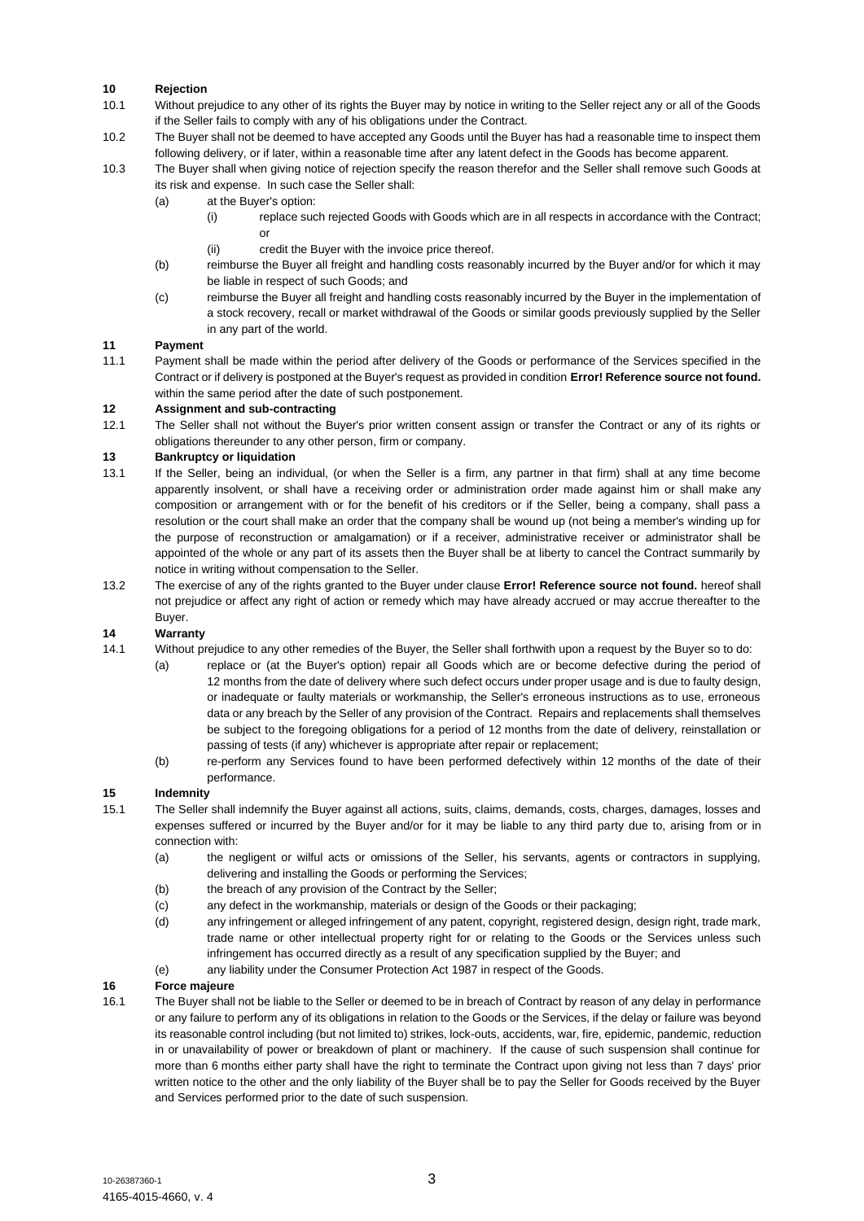## 10 Rejection

10.1 Without prejudice to any other of its rights the Buyer may by notice in writing to the Seller reject any or all of the Goods if the Seller fails to comply with any of his obligations under the Contract.

10.2 The Buyer shall not be deemed to have accepted any Goods until the Buyer has had a reasonable time to inspect them following delivery, or if later, within a reasonable time after any latent defect in the Goods has become apparent.

10.3 The Buyer shall when giving notice of rejection specify the reason therefor and the Seller shall remove such Goods at its risk and expense. In such case the Seller shall:

- (a) at the Buyer's option:
  - (i) replace such rejected Goods with Goods which are in all respects in accordance with the Contract; or
  - (ii) credit the Buyer with the invoice price thereof.
- (b) reimburse the Buyer all freight and handling costs reasonably incurred by the Buyer and/or for which it may be liable in respect of such Goods; and
- (c) reimburse the Buyer all freight and handling costs reasonably incurred by the Buyer in the implementation of a stock recovery, recall or market withdrawal of the Goods or similar goods previously supplied by the Seller in any part of the world.

## 11 Payment

11.1 Payment shall be made within the period after delivery of the Goods or performance of the Services specified in the Contract or if delivery is postponed at the Buyer's request as provided in condition **Error! Reference source not found.** within the same period after the date of such postponement.

## 12 Assignment and sub-contracting

12.1 The Seller shall not without the Buyer's prior written consent assign or transfer the Contract or any of its rights or obligations thereunder to any other person, firm or company.

## 13 Bankruptcy or liquidation

13.1 If the Seller, being an individual, (or when the Seller is a firm, any partner in that firm) shall at any time become apparently insolvent, or shall have a receiving order or administration order made against him or shall make any composition or arrangement with or for the benefit of his creditors or if the Seller, being a company, shall pass a resolution or the court shall make an order that the company shall be wound up (not being a member's winding up for the purpose of reconstruction or amalgamation) or if a receiver, administrative receiver or administrator shall be appointed of the whole or any part of its assets then the Buyer shall be at liberty to cancel the Contract summarily by notice in writing without compensation to the Seller.

13.2 The exercise of any of the rights granted to the Buyer under clause **Error! Reference source not found.** hereof shall not prejudice or affect any right of action or remedy which may have already accrued or may accrue thereafter to the Buyer.

## 14 Warranty

14.1 Without prejudice to any other remedies of the Buyer, the Seller shall forthwith upon a request by the Buyer so to do:

- (a) replace or (at the Buyer's option) repair all Goods which are or become defective during the period of 12 months from the date of delivery where such defect occurs under proper usage and is due to faulty design, or inadequate or faulty materials or workmanship, the Seller's erroneous instructions as to use, erroneous data or any breach by the Seller of any provision of the Contract. Repairs and replacements shall themselves be subject to the foregoing obligations for a period of 12 months from the date of delivery, reinstallation or passing of tests (if any) whichever is appropriate after repair or replacement;
- (b) re-perform any Services found to have been performed defectively within 12 months of the date of their performance.

## 15 Indemnity

15.1 The Seller shall indemnify the Buyer against all actions, suits, claims, demands, costs, charges, damages, losses and expenses suffered or incurred by the Buyer and/or for it may be liable to any third party due to, arising from or in connection with:

- (a) the negligent or wilful acts or omissions of the Seller, his servants, agents or contractors in supplying, delivering and installing the Goods or performing the Services;
- (b) the breach of any provision of the Contract by the Seller;
- (c) any defect in the workmanship, materials or design of the Goods or their packaging;
- (d) any infringement or alleged infringement of any patent, copyright, registered design, design right, trade mark, trade name or other intellectual property right for or relating to the Goods or the Services unless such infringement has occurred directly as a result of any specification supplied by the Buyer; and
- (e) any liability under the Consumer Protection Act 1987 in respect of the Goods.

## 16 Force majeure

16.1 The Buyer shall not be liable to the Seller or deemed to be in breach of Contract by reason of any delay in performance or any failure to perform any of its obligations in relation to the Goods or the Services, if the delay or failure was beyond its reasonable control including (but not limited to) strikes, lock-outs, accidents, war, fire, epidemic, pandemic, reduction in or unavailability of power or breakdown of plant or machinery. If the cause of such suspension shall continue for more than 6 months either party shall have the right to terminate the Contract upon giving not less than 7 days' prior written notice to the other and the only liability of the Buyer shall be to pay the Seller for Goods received by the Buyer and Services performed prior to the date of such suspension.

10-26387360-1
4165-4015-4660, v. 4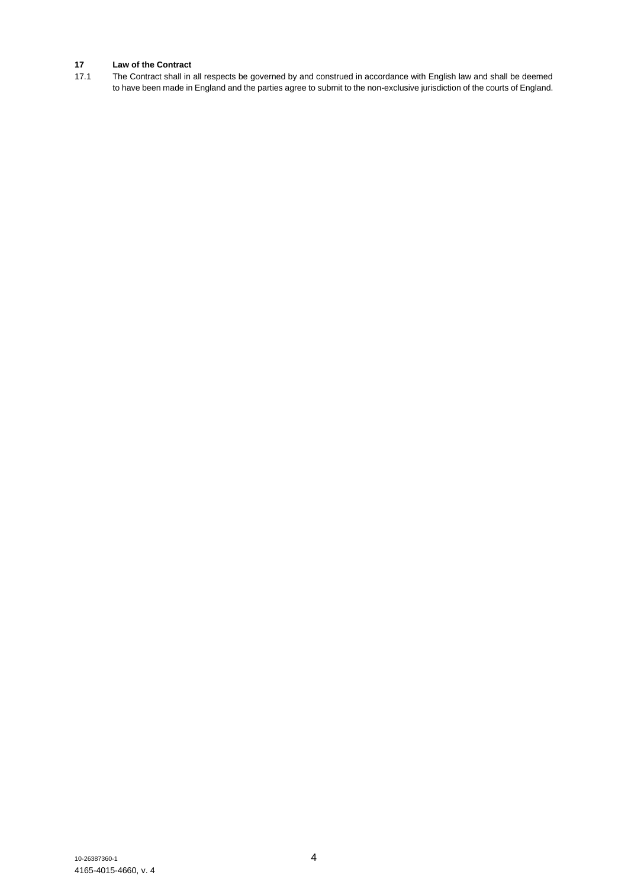**17 Law of the Contract**

17.1 The Contract shall in all respects be governed by and construed in accordance with English law and shall be deemed to have been made in England and the parties agree to submit to the non-exclusive jurisdiction of the courts of England.